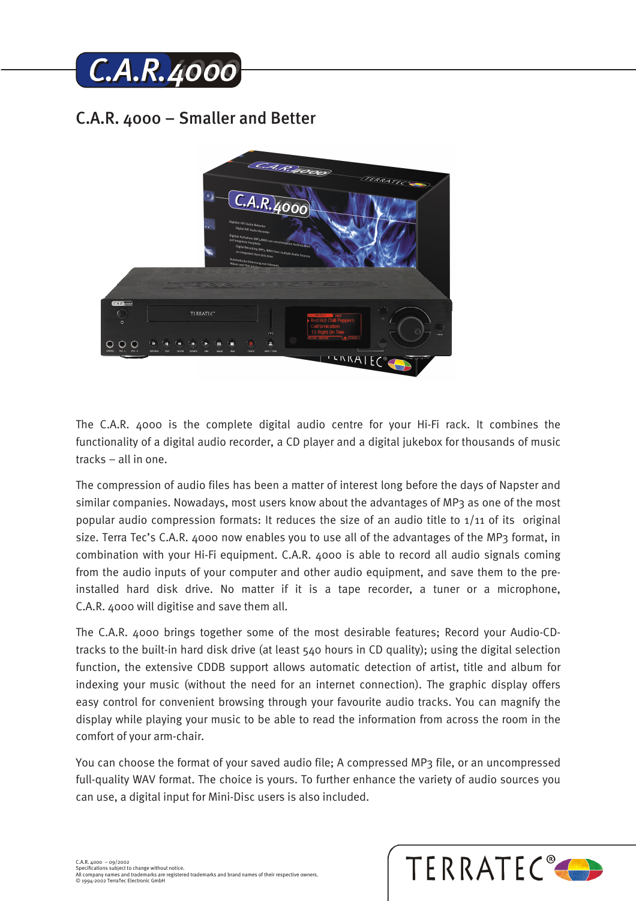# C.A.R.4000

## C.A.R. 4000 – Smaller and Better

The C.A.R. 4000 is the complete digital audio centre for your Hi-Fi rack. It combines the functionality of a digital audio recorder, a CD player and a digital jukebox for thousands of music tracks – all in one.

The compression of audio files has been a matter of interest long before the days of Napster and similar companies. Nowadays, most users know about the advantages of MP3 as one of the most popular audio compression formats: It reduces the size of an audio title to 1/11 of its original size. Terra Tec's C.A.R. 4000 now enables you to use all of the advantages of the MP3 format, in combination with your Hi-Fi equipment. C.A.R. 4000 is able to record all audio signals coming from the audio inputs of your computer and other audio equipment, and save them to the pre-installed hard disk drive. No matter if it is a tape recorder, a tuner or a microphone, C.A.R. 4000 will digitise and save them all.

The C.A.R. 4000 brings together some of the most desirable features; Record your Audio-CD-tracks to the built-in hard disk drive (at least 540 hours in CD quality); using the digital selection function, the extensive CDDB support allows automatic detection of artist, title and album for indexing your music (without the need for an internet connection). The graphic display offers easy control for convenient browsing through your favourite audio tracks. You can magnify the display while playing your music to be able to read the information from across the room in the comfort of your arm-chair.

You can choose the format of your saved audio file; A compressed MP3 file, or an uncompressed full-quality WAV format. The choice is yours. To further enhance the variety of audio sources you can use, a digital input for Mini-Disc users is also included.

C.A.R. 4000 – 09/2002
Specifications subject to change without notice.
All company names and trademarks are registered trademarks and brand names of their respective owners.
© 1994-2002 TerraTec Electronic GmbH

TERRATEC®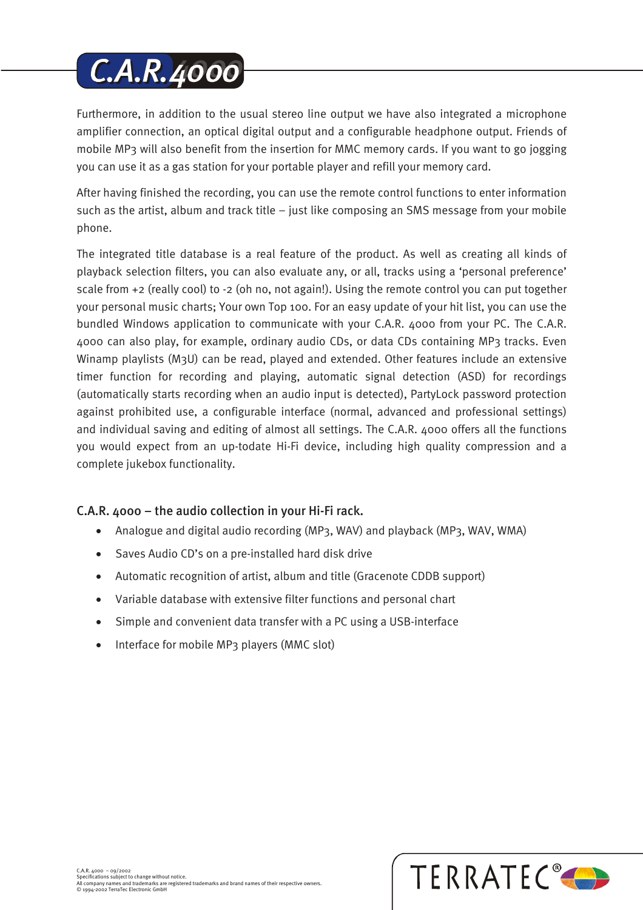Furthermore, in addition to the usual stereo line output we have also integrated a microphone amplifier connection, an optical digital output and a configurable headphone output. Friends of mobile MP3 will also benefit from the insertion for MMC memory cards. If you want to go jogging you can use it as a gas station for your portable player and refill your memory card.

After having finished the recording, you can use the remote control functions to enter information such as the artist, album and track title – just like composing an SMS message from your mobile phone.

The integrated title database is a real feature of the product. As well as creating all kinds of playback selection filters, you can also evaluate any, or all, tracks using a 'personal preference' scale from +2 (really cool) to -2 (oh no, not again!). Using the remote control you can put together your personal music charts; Your own Top 100. For an easy update of your hit list, you can use the bundled Windows application to communicate with your C.A.R. 4000 from your PC. The C.A.R. 4000 can also play, for example, ordinary audio CDs, or data CDs containing MP3 tracks. Even Winamp playlists (M3U) can be read, played and extended. Other features include an extensive timer function for recording and playing, automatic signal detection (ASD) for recordings (automatically starts recording when an audio input is detected), PartyLock password protection against prohibited use, a configurable interface (normal, advanced and professional settings) and individual saving and editing of almost all settings. The C.A.R. 4000 offers all the functions you would expect from an up-todate Hi-Fi device, including high quality compression and a complete jukebox functionality.

### C.A.R. 4000 – the audio collection in your Hi-Fi rack.

- Analogue and digital audio recording (MP3, WAV) and playback (MP3, WAV, WMA)
- Saves Audio CD's on a pre-installed hard disk drive
- Automatic recognition of artist, album and title (Gracenote CDDB support)
- Variable database with extensive filter functions and personal chart
- Simple and convenient data transfer with a PC using a USB-interface
- Interface for mobile MP3 players (MMC slot)

C.A.R. 4000 – 09/2002
Specifications subject to change without notice.
All company names and trademarks are registered trademarks and brand names of their respective owners.
© 1994-2002 TerraTec Electronic GmbH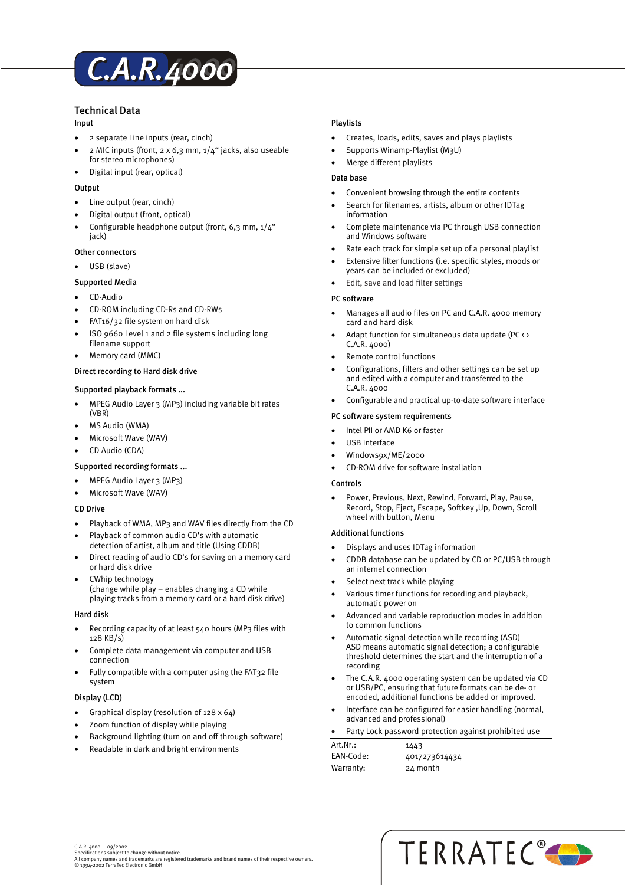# C.A.R.4000

## Technical Data

### Input

- 2 separate Line inputs (rear, cinch)
- 2 MIC inputs (front, 2 x 6,3 mm, 1/4" jacks, also useable for stereo microphones)
- Digital input (rear, optical)

### Output

- Line output (rear, cinch)
- Digital output (front, optical)
- Configurable headphone output (front, 6,3 mm, 1/4" jack)

### Other connectors

- USB (slave)

### Supported Media

- CD-Audio
- CD-ROM including CD-Rs and CD-RWs
- FAT16/32 file system on hard disk
- ISO 9660 Level 1 and 2 file systems including long filename support
- Memory card (MMC)

### Direct recording to Hard disk drive

### Supported playback formats ...

- MPEG Audio Layer 3 (MP3) including variable bit rates (VBR)
- MS Audio (WMA)
- Microsoft Wave (WAV)
- CD Audio (CDA)

### Supported recording formats ...

- MPEG Audio Layer 3 (MP3)
- Microsoft Wave (WAV)

### CD Drive

- Playback of WMA, MP3 and WAV files directly from the CD
- Playback of common audio CD's with automatic detection of artist, album and title (Using CDDB)
- Direct reading of audio CD's for saving on a memory card or hard disk drive
- CWhip technology
  (change while play – enables changing a CD while playing tracks from a memory card or a hard disk drive)

### Hard disk

- Recording capacity of at least 540 hours (MP3 files with 128 KB/s)
- Complete data management via computer and USB connection
- Fully compatible with a computer using the FAT32 file system

### Display (LCD)

- Graphical display (resolution of 128 x 64)
- Zoom function of display while playing
- Background lighting (turn on and off through software)
- Readable in dark and bright environments

### Playlists

- Creates, loads, edits, saves and plays playlists
- Supports Winamp-Playlist (M3U)
- Merge different playlists

### Data base

- Convenient browsing through the entire contents
- Search for filenames, artists, album or other IDTag information
- Complete maintenance via PC through USB connection and Windows software
- Rate each track for simple set up of a personal playlist
- Extensive filter functions (i.e. specific styles, moods or years can be included or excluded)
- Edit, save and load filter settings

### PC software

- Manages all audio files on PC and C.A.R. 4000 memory card and hard disk
- Adapt function for simultaneous data update (PC ‹ › C.A.R. 4000)
- Remote control functions
- Configurations, filters and other settings can be set up and edited with a computer and transferred to the C.A.R. 4000
- Configurable and practical up-to-date software interface

### PC software system requirements

- Intel PII or AMD K6 or faster
- USB interface
- Windows9x/ME/2000
- CD-ROM drive for software installation

### Controls

- Power, Previous, Next, Rewind, Forward, Play, Pause, Record, Stop, Eject, Escape, Softkey ,Up, Down, Scroll wheel with button, Menu

### Additional functions

- Displays and uses IDTag information
- CDDB database can be updated by CD or PC/USB through an internet connection
- Select next track while playing
- Various timer functions for recording and playback, automatic power on
- Advanced and variable reproduction modes in addition to common functions
- Automatic signal detection while recording (ASD)
  ASD means automatic signal detection; a configurable threshold determines the start and the interruption of a recording
- The C.A.R. 4000 operating system can be updated via CD or USB/PC, ensuring that future formats can be de- or encoded, additional functions be added or improved.
- Interface can be configured for easier handling (normal, advanced and professional)
- Party Lock password protection against prohibited use

| | |
|---|---|
| Art.Nr.: | 1443 |
| EAN-Code: | 4017273614434 |
| Warranty: | 24 month |

C.A.R. 4000 – 09/2002
Specifications subject to change without notice.
All company names and trademarks are registered trademarks and brand names of their respective owners.
© 1994-2002 TerraTec Electronic GmbH

TERRATEC®